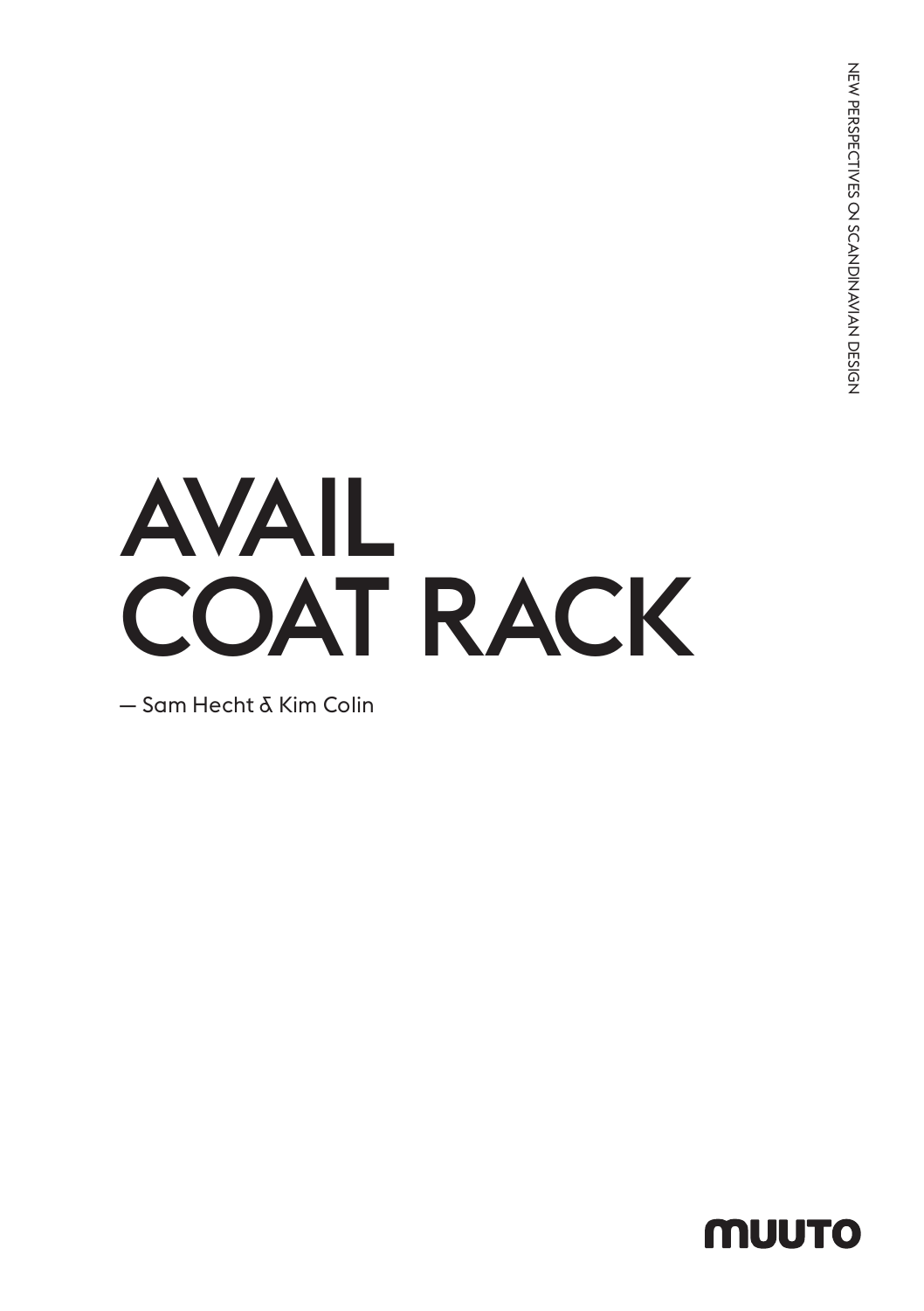NEW PERSPECTIVES ON SCANDINAVIAN DESIGN

# AVAIL COAT RACK

— Sam Hecht & Kim Colin

MUUTO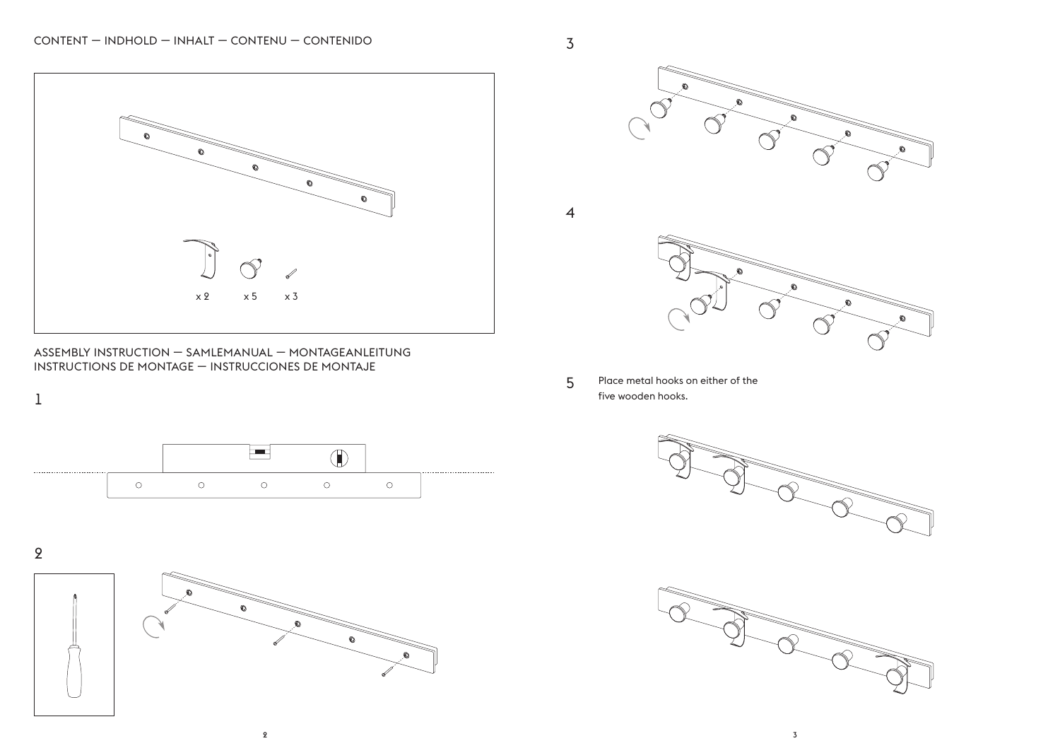## CONTENT — INDHOLD — INHALT — CONTENU — CONTENIDO

x 2 x 5 x 3

## ASSEMBLY INSTRUCTION — SAMLEMANUAL — MONTAGEANLEITUNG INSTRUCTIONS DE MONTAGE — INSTRUCCIONES DE MONTAJE

1

2

3

4

5 Place metal hooks on either of the five wooden hooks.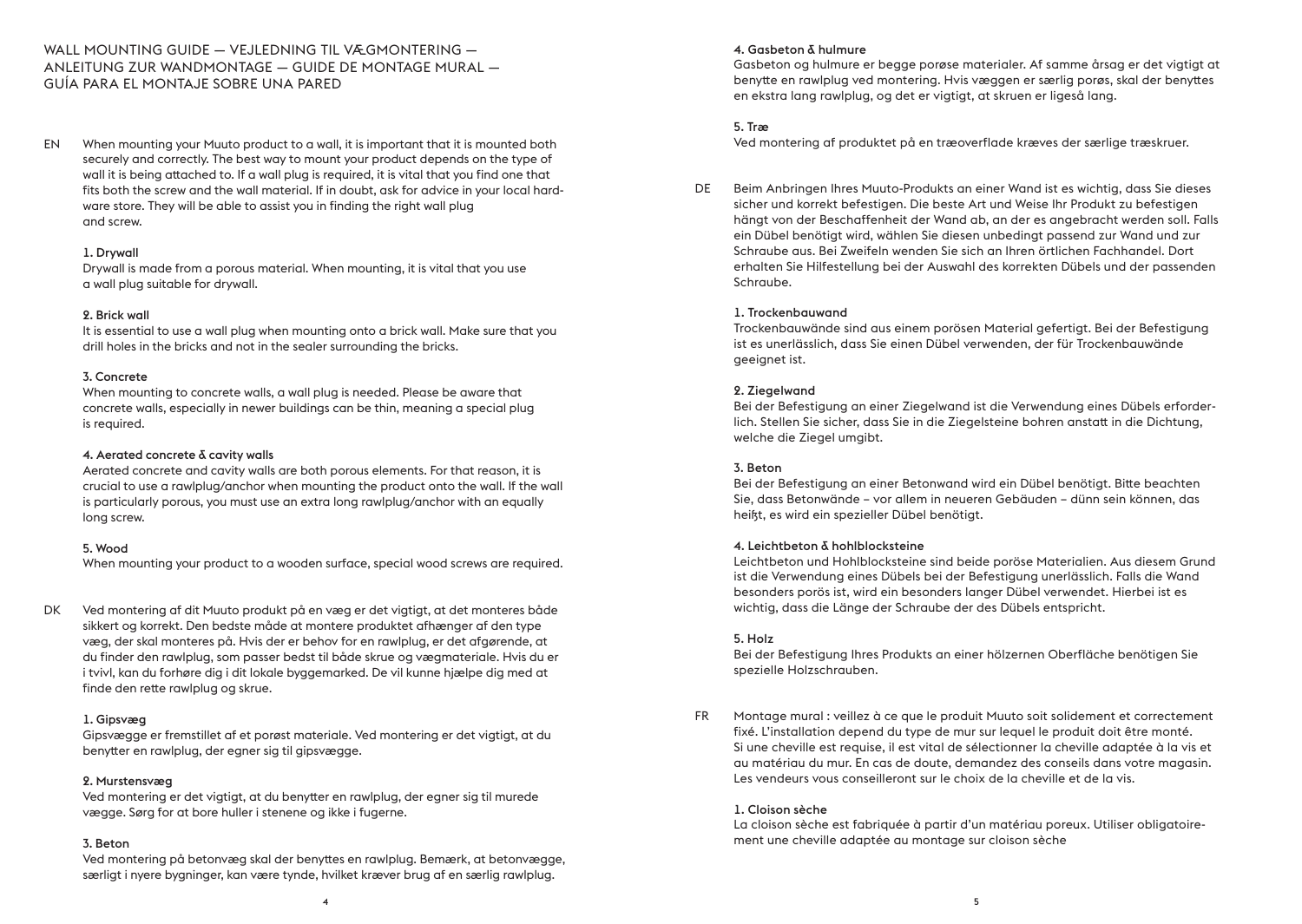# WALL MOUNTING GUIDE — VEJLEDNING TIL VÆGMONTERING — ANLEITUNG ZUR WANDMONTAGE — GUIDE DE MONTAGE MURAL — GUÍA PARA EL MONTAJE SOBRE UNA PARED

## EN

When mounting your Muuto product to a wall, it is important that it is mounted both securely and correctly. The best way to mount your product depends on the type of wall it is being attached to. If a wall plug is required, it is vital that you find one that fits both the screw and the wall material. If in doubt, ask for advice in your local hardware store. They will be able to assist you in finding the right wall plug and screw.

### 1. Drywall

Drywall is made from a porous material. When mounting, it is vital that you use a wall plug suitable for drywall.

### 2. Brick wall

It is essential to use a wall plug when mounting onto a brick wall. Make sure that you drill holes in the bricks and not in the sealer surrounding the bricks.

### 3. Concrete

When mounting to concrete walls, a wall plug is needed. Please be aware that concrete walls, especially in newer buildings can be thin, meaning a special plug is required.

### 4. Aerated concrete & cavity walls

Aerated concrete and cavity walls are both porous elements. For that reason, it is crucial to use a rawlplug/anchor when mounting the product onto the wall. If the wall is particularly porous, you must use an extra long rawlplug/anchor with an equally long screw.

### 5. Wood

When mounting your product to a wooden surface, special wood screws are required.

## DK

Ved montering af dit Muuto produkt på en væg er det vigtigt, at det monteres både sikkert og korrekt. Den bedste måde at montere produktet afhænger af den type væg, der skal monteres på. Hvis der er behov for en rawlplug, er det afgørende, at du finder den rawlplug, som passer bedst til både skrue og vægmateriale. Hvis du er i tvivl, kan du forhøre dig i dit lokale byggemarked. De vil kunne hjælpe dig med at finde den rette rawlplug og skrue.

### 1. Gipsvæg

Gipsvægge er fremstillet af et porøst materiale. Ved montering er det vigtigt, at du benytter en rawlplug, der egner sig til gipsvægge.

### 2. Murstensvæg

Ved montering er det vigtigt, at du benytter en rawlplug, der egner sig til murede vægge. Sørg for at bore huller i stenene og ikke i fugerne.

### 3. Beton

Ved montering på betonvæg skal der benyttes en rawlplug. Bemærk, at betonvægge, særligt i nyere bygninger, kan være tynde, hvilket kræver brug af en særlig rawlplug.

### 4. Gasbeton & hulmure

Gasbeton og hulmure er begge porøse materialer. Af samme årsag er det vigtigt at benytte en rawlplug ved montering. Hvis væggen er særlig porøs, skal der benyttes en ekstra lang rawlplug, og det er vigtigt, at skruen er ligeså lang.

### 5. Træ

Ved montering af produktet på en træoverflade kræves der særlige træskruer.

## DE

Beim Anbringen Ihres Muuto-Produkts an einer Wand ist es wichtig, dass Sie dieses sicher und korrekt befestigen. Die beste Art und Weise Ihr Produkt zu befestigen hängt von der Beschaffenheit der Wand ab, an der es angebracht werden soll. Falls ein Dübel benötigt wird, wählen Sie diesen unbedingt passend zur Wand und zur Schraube aus. Bei Zweifeln wenden Sie sich an Ihren örtlichen Fachhandel. Dort erhalten Sie Hilfestellung bei der Auswahl des korrekten Dübels und der passenden Schraube.

### 1. Trockenbauwand

Trockenbauwände sind aus einem porösen Material gefertigt. Bei der Befestigung ist es unerlässlich, dass Sie einen Dübel verwenden, der für Trockenbauwände geeignet ist.

### 2. Ziegelwand

Bei der Befestigung an einer Ziegelwand ist die Verwendung eines Dübels erforderlich. Stellen Sie sicher, dass Sie in die Ziegelsteine bohren anstatt in die Dichtung, welche die Ziegel umgibt.

### 3. Beton

Bei der Befestigung an einer Betonwand wird ein Dübel benötigt. Bitte beachten Sie, dass Betonwände – vor allem in neueren Gebäuden – dünn sein können, das heißt, es wird ein spezieller Dübel benötigt.

### 4. Leichtbeton & hohlblocksteine

Leichtbeton und Hohlblocksteine sind beide poröse Materialien. Aus diesem Grund ist die Verwendung eines Dübels bei der Befestigung unerlässlich. Falls die Wand besonders porös ist, wird ein besonders langer Dübel verwendet. Hierbei ist es wichtig, dass die Länge der Schraube der des Dübels entspricht.

### 5. Holz

Bei der Befestigung Ihres Produkts an einer hölzernen Oberfläche benötigen Sie spezielle Holzschrauben.

## FR

Montage mural : veillez à ce que le produit Muuto soit solidement et correctement fixé. L'installation dépend du type de mur sur lequel le produit doit être monté. Si une cheville est requise, il est vital de sélectionner la cheville adaptée à la vis et au matériau du mur. En cas de doute, demandez des conseils dans votre magasin. Les vendeurs vous conseilleront sur le choix de la cheville et de la vis.

### 1. Cloison sèche

La cloison sèche est fabriquée à partir d'un matériau poreux. Utiliser obligatoirement une cheville adaptée au montage sur cloison sèche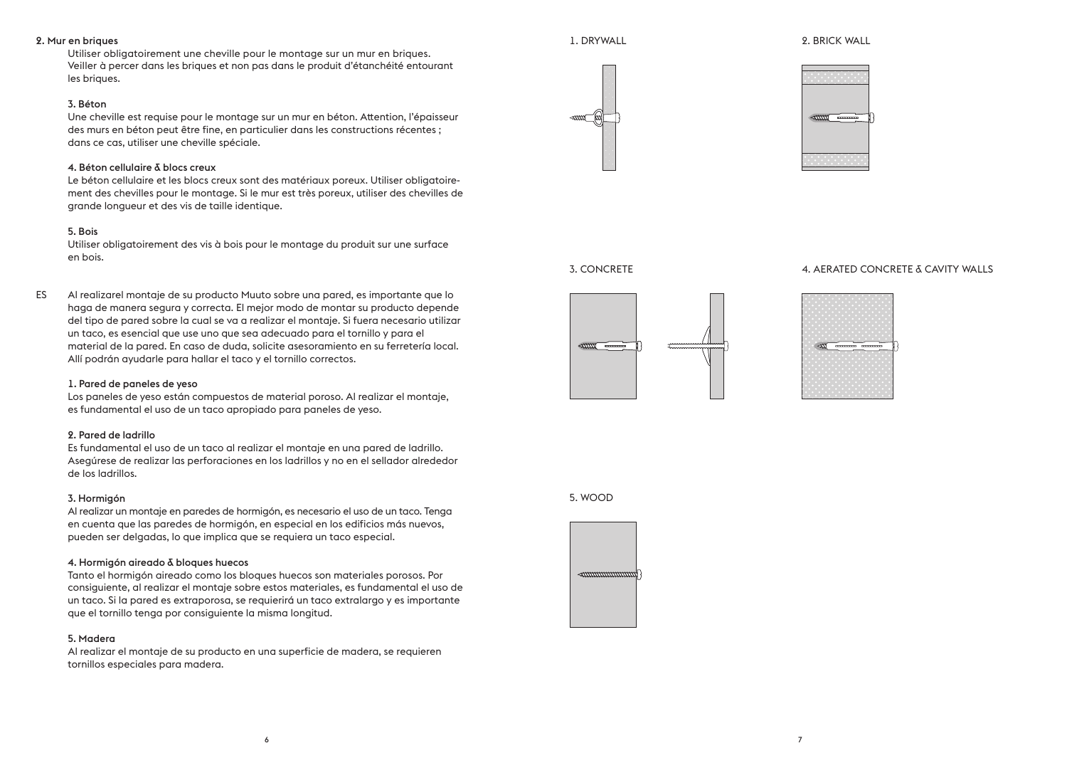**2. Mur en briques**

Utiliser obligatoirement une cheville pour le montage sur un mur en briques. Veiller à percer dans les briques et non pas dans le produit d'étanchéité entourant les briques.

**3. Béton**

Une cheville est requise pour le montage sur un mur en béton. Attention, l'épaisseur des murs en béton peut être fine, en particulier dans les constructions récentes ; dans ce cas, utiliser une cheville spéciale.

**4. Béton cellulaire & blocs creux**

Le béton cellulaire et les blocs creux sont des matériaux poreux. Utiliser obligatoirement des chevilles pour le montage. Si le mur est très poreux, utiliser des chevilles de grande longueur et des vis de taille identique.

**5. Bois**

Utiliser obligatoirement des vis à bois pour le montage du produit sur une surface en bois.

ES Al realizarel montaje de su producto Muuto sobre una pared, es importante que lo haga de manera segura y correcta. El mejor modo de montar su producto depende del tipo de pared sobre la cual se va a realizar el montaje. Si fuera necesario utilizar un taco, es esencial que use uno que sea adecuado para el tornillo y para el material de la pared. En caso de duda, solicite asesoramiento en su ferretería local. Allí podrán ayudarle para hallar el taco y el tornillo correctos.

**1. Pared de paneles de yeso**

Los paneles de yeso están compuestos de material poroso. Al realizar el montaje, es fundamental el uso de un taco apropiado para paneles de yeso.

**2. Pared de ladrillo**

Es fundamental el uso de un taco al realizar el montaje en una pared de ladrillo. Asegúrese de realizar las perforaciones en los ladrillos y no en el sellador alrededor de los ladrillos.

**3. Hormigón**

Al realizar un montaje en paredes de hormigón, es necesario el uso de un taco. Tenga en cuenta que las paredes de hormigón, en especial en los edificios más nuevos, pueden ser delgadas, lo que implica que se requiera un taco especial.

**4. Hormigón aireado & bloques huecos**

Tanto el hormigón aireado como los bloques huecos son materiales porosos. Por consiguiente, al realizar el montaje sobre estos materiales, es fundamental el uso de un taco. Si la pared es extraporosa, se requierirá un taco extralargo y es importante que el tornillo tenga por consiguiente la misma longitud.

**5. Madera**

Al realizar el montaje de su producto en una superficie de madera, se requieren tornillos especiales para madera.

1. DRYWALL

2. BRICK WALL

3. CONCRETE

4. AERATED CONCRETE & CAVITY WALLS

5. WOOD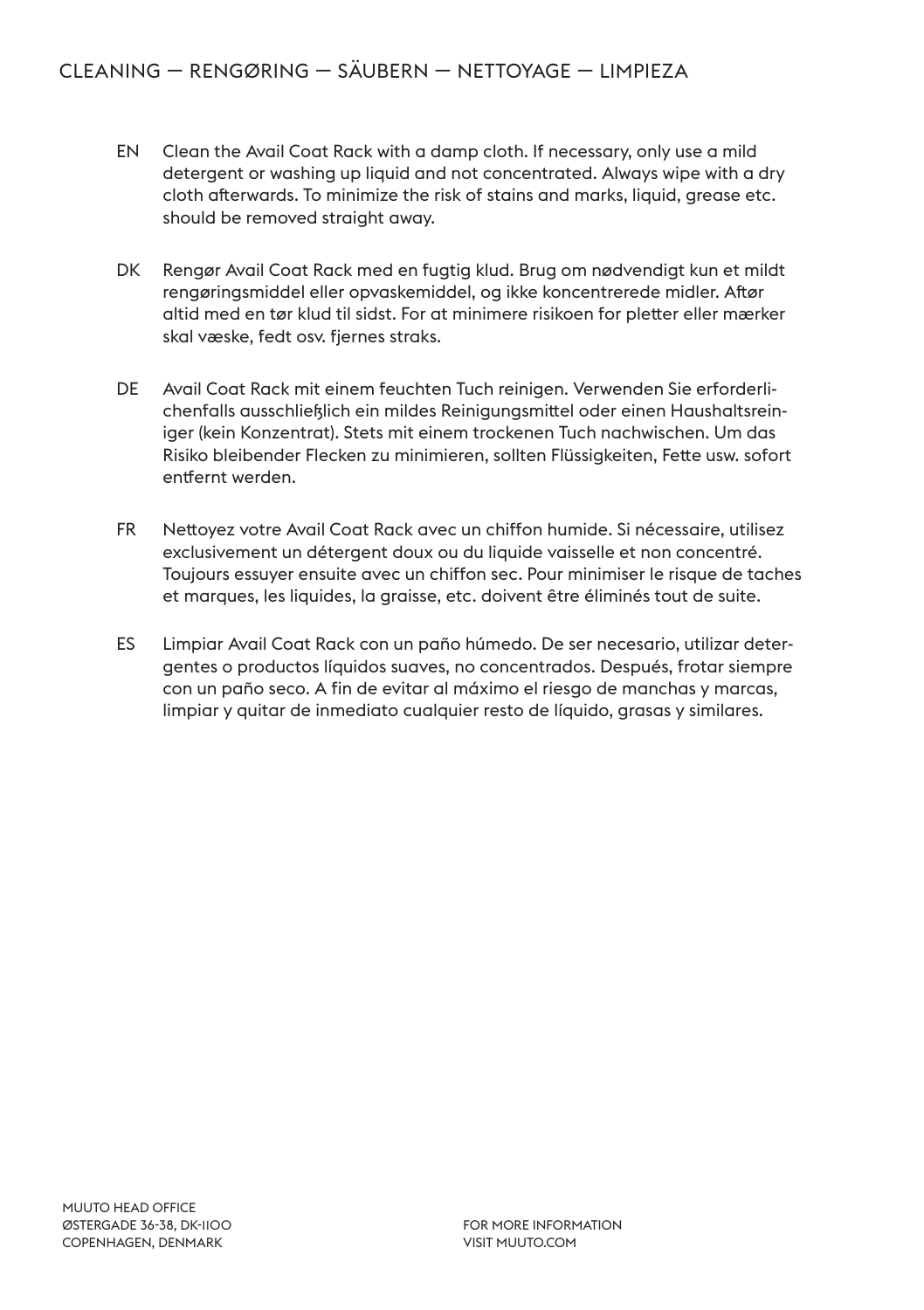# CLEANING — RENGØRING — SÄUBERN — NETTOYAGE — LIMPIEZA

EN Clean the Avail Coat Rack with a damp cloth. If necessary, only use a mild detergent or washing up liquid and not concentrated. Always wipe with a dry cloth afterwards. To minimize the risk of stains and marks, liquid, grease etc. should be removed straight away.

DK Rengør Avail Coat Rack med en fugtig klud. Brug om nødvendigt kun et mildt rengøringsmiddel eller opvaskemiddel, og ikke koncentrerede midler. Aftør altid med en tør klud til sidst. For at minimere risikoen for pletter eller mærker skal væske, fedt osv. fjernes straks.

DE Avail Coat Rack mit einem feuchten Tuch reinigen. Verwenden Sie erforderlichenfalls ausschließlich ein mildes Reinigungsmittel oder einen Haushaltsreiniger (kein Konzentrat). Stets mit einem trockenen Tuch nachwischen. Um das Risiko bleibender Flecken zu minimieren, sollten Flüssigkeiten, Fette usw. sofort entfernt werden.

FR Nettoyez votre Avail Coat Rack avec un chiffon humide. Si nécessaire, utilisez exclusivement un détergent doux ou du liquide vaisselle et non concentré. Toujours essuyer ensuite avec un chiffon sec. Pour minimiser le risque de taches et marques, les liquides, la graisse, etc. doivent être éliminés tout de suite.

ES Limpiar Avail Coat Rack con un paño húmedo. De ser necesario, utilizar detergentes o productos líquidos suaves, no concentrados. Después, frotar siempre con un paño seco. A fin de evitar al máximo el riesgo de manchas y marcas, limpiar y quitar de inmediato cualquier resto de líquido, grasas y similares.

MUUTO HEAD OFFICE
ØSTERGADE 36-38, DK-1100
COPENHAGEN, DENMARK

FOR MORE INFORMATION
VISIT MUUTO.COM